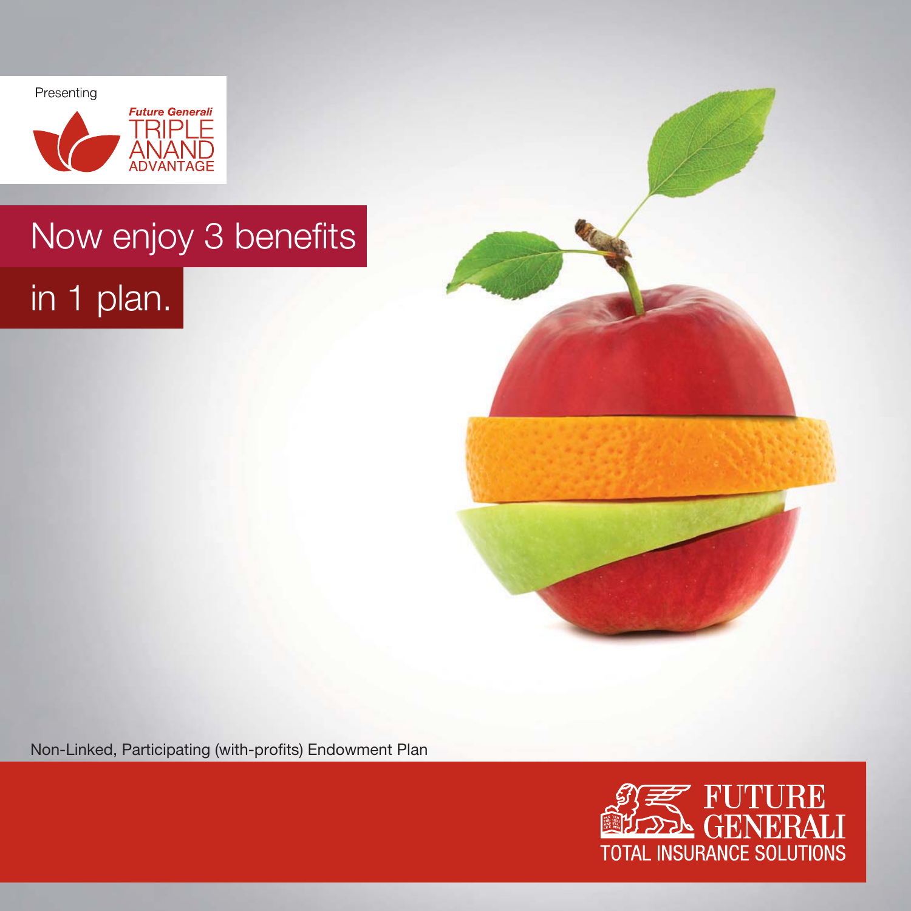Presenting

*Future Generali*
TRIPLE
ANAND
ADVANTAGE

# Now enjoy 3 benefits in 1 plan.

Non-Linked, Participating (with-profits) Endowment Plan

FUTURE GENERALI
TOTAL INSURANCE SOLUTIONS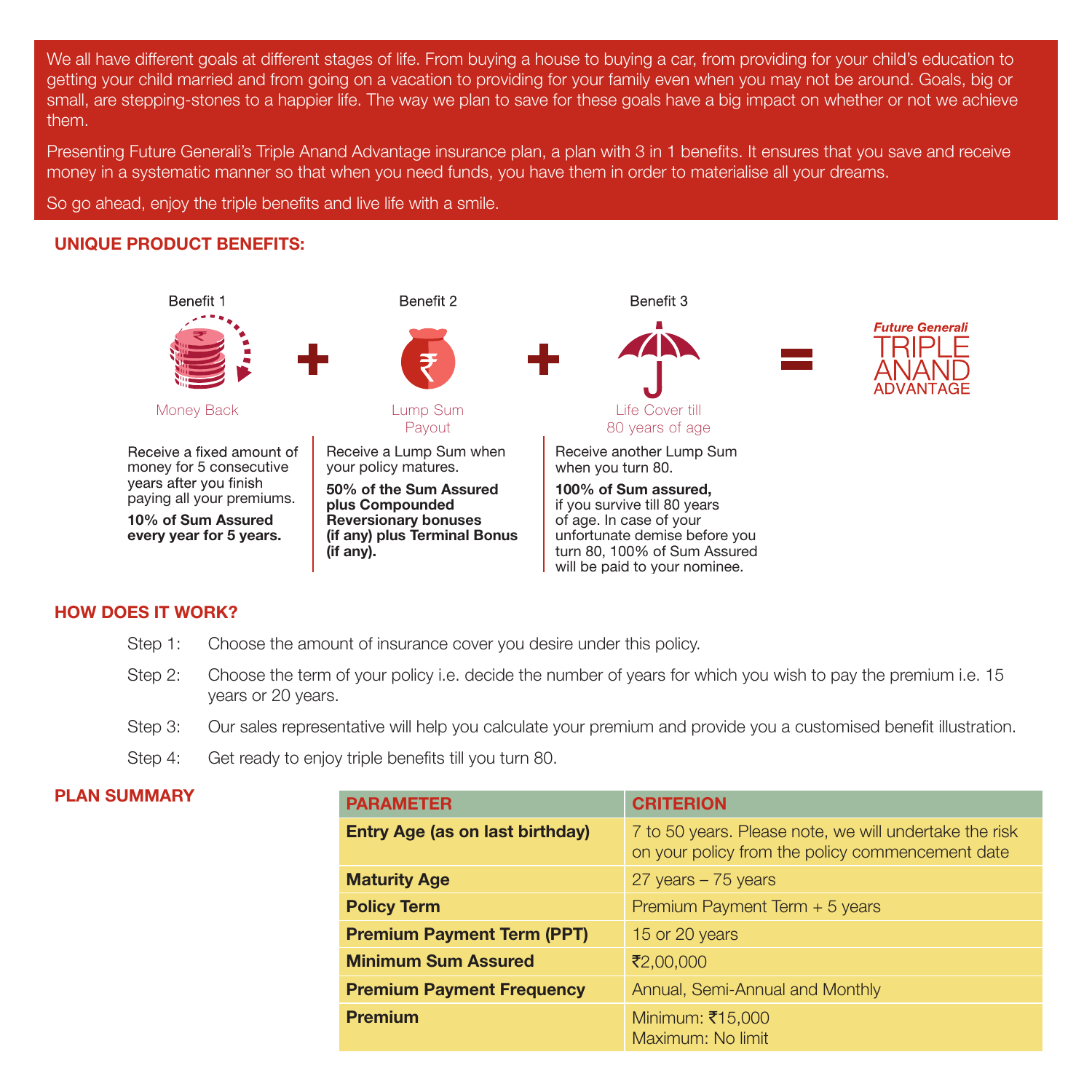We all have different goals at different stages of life. From buying a house to buying a car, from providing for your child's education to getting your child married and from going on a vacation to providing for your family even when you may not be around. Goals, big or small, are stepping-stones to a happier life. The way we plan to save for these goals have a big impact on whether or not we achieve them.

Presenting Future Generali's Triple Anand Advantage insurance plan, a plan with 3 in 1 benefits. It ensures that you save and receive money in a systematic manner so that when you need funds, you have them in order to materialise all your dreams.

So go ahead, enjoy the triple benefits and live life with a smile.

## UNIQUE PRODUCT BENEFITS:

Benefit 1 + Benefit 2 + Benefit 3 = Future Generali TRIPLE ANAND ADVANTAGE

**Benefit 1 – Money Back**

Receive a fixed amount of money for 5 consecutive years after you finish paying all your premiums.

**10% of Sum Assured every year for 5 years.**

**Benefit 2 – Lump Sum Payout**

Receive a Lump Sum when your policy matures.

**50% of the Sum Assured plus Compounded Reversionary bonuses (if any) plus Terminal Bonus (if any).**

**Benefit 3 – Life Cover till 80 years of age**

Receive another Lump Sum when you turn 80.

**100% of Sum assured,** if you survive till 80 years of age. In case of your unfortunate demise before you turn 80, 100% of Sum Assured will be paid to your nominee.

## HOW DOES IT WORK?

Step 1: Choose the amount of insurance cover you desire under this policy.

Step 2: Choose the term of your policy i.e. decide the number of years for which you wish to pay the premium i.e. 15 years or 20 years.

Step 3: Our sales representative will help you calculate your premium and provide you a customised benefit illustration.

Step 4: Get ready to enjoy triple benefits till you turn 80.

## PLAN SUMMARY

| PARAMETER | CRITERION |
|---|---|
| **Entry Age (as on last birthday)** | 7 to 50 years. Please note, we will undertake the risk on your policy from the policy commencement date |
| **Maturity Age** | 27 years – 75 years |
| **Policy Term** | Premium Payment Term + 5 years |
| **Premium Payment Term (PPT)** | 15 or 20 years |
| **Minimum Sum Assured** | ₹2,00,000 |
| **Premium Payment Frequency** | Annual, Semi-Annual and Monthly |
| **Premium** | Minimum: ₹15,000<br>Maximum: No limit |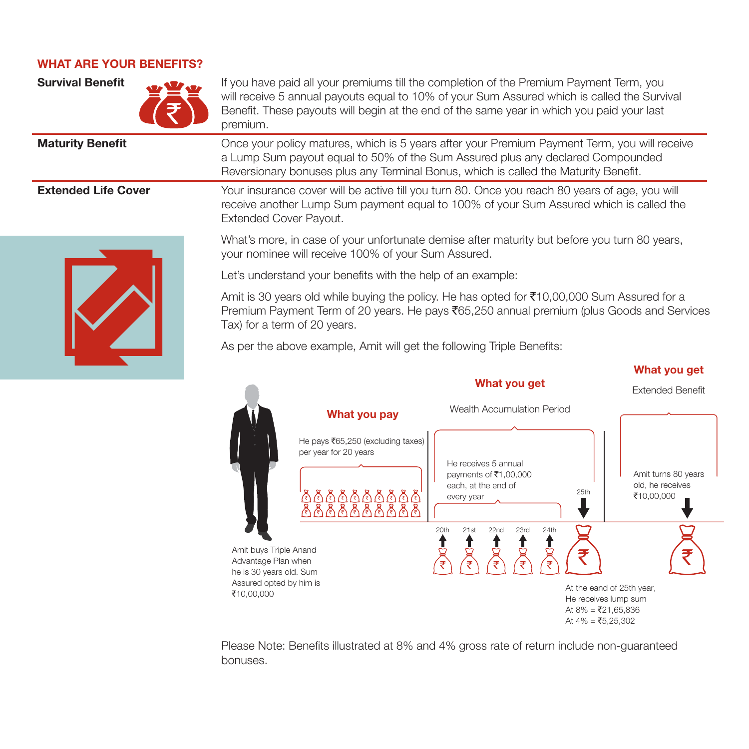## WHAT ARE YOUR BENEFITS?

**Survival Benefit**

If you have paid all your premiums till the completion of the Premium Payment Term, you will receive 5 annual payouts equal to 10% of your Sum Assured which is called the Survival Benefit. These payouts will begin at the end of the same year in which you paid your last premium.

**Maturity Benefit**

Once your policy matures, which is 5 years after your Premium Payment Term, you will receive a Lump Sum payout equal to 50% of the Sum Assured plus any declared Compounded Reversionary bonuses plus any Terminal Bonus, which is called the Maturity Benefit.

**Extended Life Cover**

Your insurance cover will be active till you turn 80. Once you reach 80 years of age, you will receive another Lump Sum payment equal to 100% of your Sum Assured which is called the Extended Cover Payout.

What's more, in case of your unfortunate demise after maturity but before you turn 80 years, your nominee will receive 100% of your Sum Assured.

Let's understand your benefits with the help of an example:

Amit is 30 years old while buying the policy. He has opted for ₹10,00,000 Sum Assured for a Premium Payment Term of 20 years. He pays ₹65,250 annual premium (plus Goods and Services Tax) for a term of 20 years.

As per the above example, Amit will get the following Triple Benefits:

Amit buys Triple Anand Advantage Plan when he is 30 years old. Sum Assured opted by him is ₹10,00,000

**What you pay**

He pays ₹65,250 (excluding taxes) per year for 20 years

**What you get**

Wealth Accumulation Period

He receives 5 annual payments of ₹1,00,000 each, at the end of every year

20th 21st 22nd 23rd 24th 25th

At the eand of 25th year, He receives lump sum
At 8% = ₹21,65,836
At 4% = ₹5,25,302

**What you get**

Extended Benefit

Amit turns 80 years old, he receives ₹10,00,000

Please Note: Benefits illustrated at 8% and 4% gross rate of return include non-guaranteed bonuses.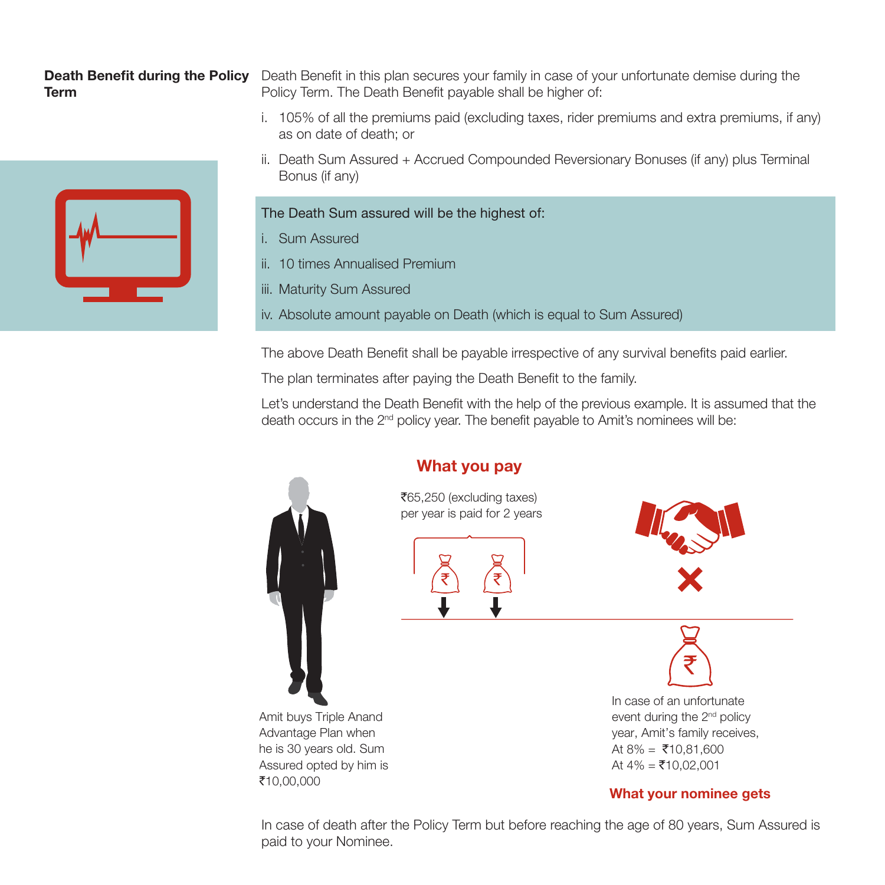## Death Benefit during the Policy Term

Death Benefit in this plan secures your family in case of your unfortunate demise during the Policy Term. The Death Benefit payable shall be higher of:

i. 105% of all the premiums paid (excluding taxes, rider premiums and extra premiums, if any) as on date of death; or

ii. Death Sum Assured + Accrued Compounded Reversionary Bonuses (if any) plus Terminal Bonus (if any)

The Death Sum assured will be the highest of:

i. Sum Assured

ii. 10 times Annualised Premium

iii. Maturity Sum Assured

iv. Absolute amount payable on Death (which is equal to Sum Assured)

The above Death Benefit shall be payable irrespective of any survival benefits paid earlier.

The plan terminates after paying the Death Benefit to the family.

Let's understand the Death Benefit with the help of the previous example. It is assumed that the death occurs in the 2nd policy year. The benefit payable to Amit's nominees will be:

**What you pay**

₹65,250 (excluding taxes) per year is paid for 2 years

Amit buys Triple Anand Advantage Plan when he is 30 years old. Sum Assured opted by him is ₹10,00,000

In case of an unfortunate event during the 2nd policy year, Amit's family receives,
At 8% = ₹10,81,600
At 4% = ₹10,02,001

**What your nominee gets**

In case of death after the Policy Term but before reaching the age of 80 years, Sum Assured is paid to your Nominee.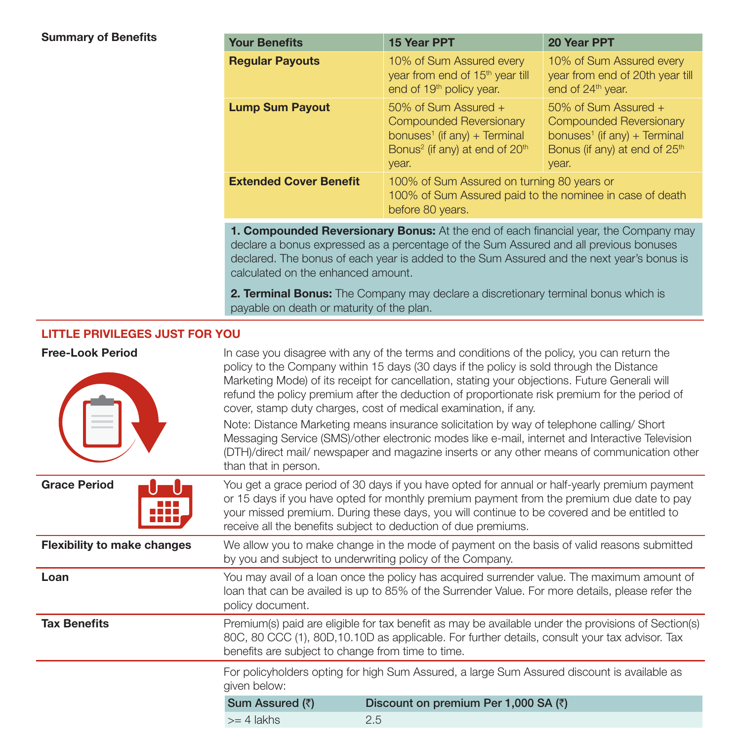**Summary of Benefits**

| Your Benefits | 15 Year PPT | 20 Year PPT |
|---|---|---|
| **Regular Payouts** | 10% of Sum Assured every year from end of 15th year till end of 19th policy year. | 10% of Sum Assured every year from end of 20th year till end of 24th year. |
| **Lump Sum Payout** | 50% of Sum Assured + Compounded Reversionary bonuses[1] (if any) + Terminal Bonus[2] (if any) at end of 20th year. | 50% of Sum Assured + Compounded Reversionary bonuses[1] (if any) + Terminal Bonus (if any) at end of 25th year. |
| **Extended Cover Benefit** | 100% of Sum Assured on turning 80 years or 100% of Sum Assured paid to the nominee in case of death before 80 years. | |

**1. Compounded Reversionary Bonus:** At the end of each financial year, the Company may declare a bonus expressed as a percentage of the Sum Assured and all previous bonuses declared. The bonus of each year is added to the Sum Assured and the next year's bonus is calculated on the enhanced amount.

**2. Terminal Bonus:** The Company may declare a discretionary terminal bonus which is payable on death or maturity of the plan.

## LITTLE PRIVILEGES JUST FOR YOU

**Free-Look Period**

In case you disagree with any of the terms and conditions of the policy, you can return the policy to the Company within 15 days (30 days if the policy is sold through the Distance Marketing Mode) of its receipt for cancellation, stating your objections. Future Generali will refund the policy premium after the deduction of proportionate risk premium for the period of cover, stamp duty charges, cost of medical examination, if any.

Note: Distance Marketing means insurance solicitation by way of telephone calling/ Short Messaging Service (SMS)/other electronic modes like e-mail, internet and Interactive Television (DTH)/direct mail/ newspaper and magazine inserts or any other means of communication other than that in person.

**Grace Period**

You get a grace period of 30 days if you have opted for annual or half-yearly premium payment or 15 days if you have opted for monthly premium payment from the premium due date to pay your missed premium. During these days, you will continue to be covered and be entitled to receive all the benefits subject to deduction of due premiums.

**Flexibility to make changes**

We allow you to make change in the mode of payment on the basis of valid reasons submitted by you and subject to underwriting policy of the Company.

**Loan**

You may avail of a loan once the policy has acquired surrender value. The maximum amount of loan that can be availed is up to 85% of the Surrender Value. For more details, please refer the policy document.

**Tax Benefits**

Premium(s) paid are eligible for tax benefit as may be available under the provisions of Section(s) 80C, 80 CCC (1), 80D,10.10D as applicable. For further details, consult your tax advisor. Tax benefits are subject to change from time to time.

For policyholders opting for high Sum Assured, a large Sum Assured discount is available as given below:

| Sum Assured (₹) | Discount on premium Per 1,000 SA (₹) |
|---|---|
| >= 4 lakhs | 2.5 |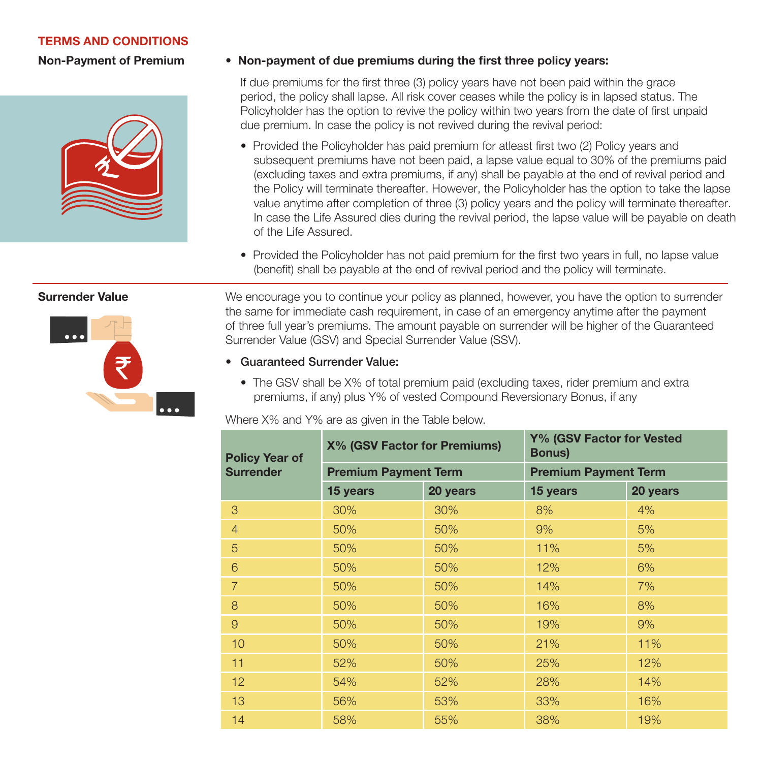## TERMS AND CONDITIONS

### Non-Payment of Premium

- **Non-payment of due premiums during the first three policy years:**

  If due premiums for the first three (3) policy years have not been paid within the grace period, the policy shall lapse. All risk cover ceases while the policy is in lapsed status. The Policyholder has the option to revive the policy within two years from the date of first unpaid due premium. In case the policy is not revived during the revival period:

  - Provided the Policyholder has paid premium for atleast first two (2) Policy years and subsequent premiums have not been paid, a lapse value equal to 30% of the premiums paid (excluding taxes and extra premiums, if any) shall be payable at the end of revival period and the Policy will terminate thereafter. However, the Policyholder has the option to take the lapse value anytime after completion of three (3) policy years and the policy will terminate thereafter. In case the Life Assured dies during the revival period, the lapse value will be payable on death of the Life Assured.
  - Provided the Policyholder has not paid premium for the first two years in full, no lapse value (benefit) shall be payable at the end of revival period and the policy will terminate.

### Surrender Value

We encourage you to continue your policy as planned, however, you have the option to surrender the same for immediate cash requirement, in case of an emergency anytime after the payment of three full year's premiums. The amount payable on surrender will be higher of the Guaranteed Surrender Value (GSV) and Special Surrender Value (SSV).

- **Guaranteed Surrender Value:**
  - The GSV shall be X% of total premium paid (excluding taxes, rider premium and extra premiums, if any) plus Y% of vested Compound Reversionary Bonus, if any

Where X% and Y% are as given in the Table below.

| Policy Year of Surrender | X% (GSV Factor for Premiums) | | Y% (GSV Factor for Vested Bonus) | |
|---|---|---|---|---|
| | Premium Payment Term | | Premium Payment Term | |
| | 15 years | 20 years | 15 years | 20 years |
| 3 | 30% | 30% | 8% | 4% |
| 4 | 50% | 50% | 9% | 5% |
| 5 | 50% | 50% | 11% | 5% |
| 6 | 50% | 50% | 12% | 6% |
| 7 | 50% | 50% | 14% | 7% |
| 8 | 50% | 50% | 16% | 8% |
| 9 | 50% | 50% | 19% | 9% |
| 10 | 50% | 50% | 21% | 11% |
| 11 | 52% | 50% | 25% | 12% |
| 12 | 54% | 52% | 28% | 14% |
| 13 | 56% | 53% | 33% | 16% |
| 14 | 58% | 55% | 38% | 19% |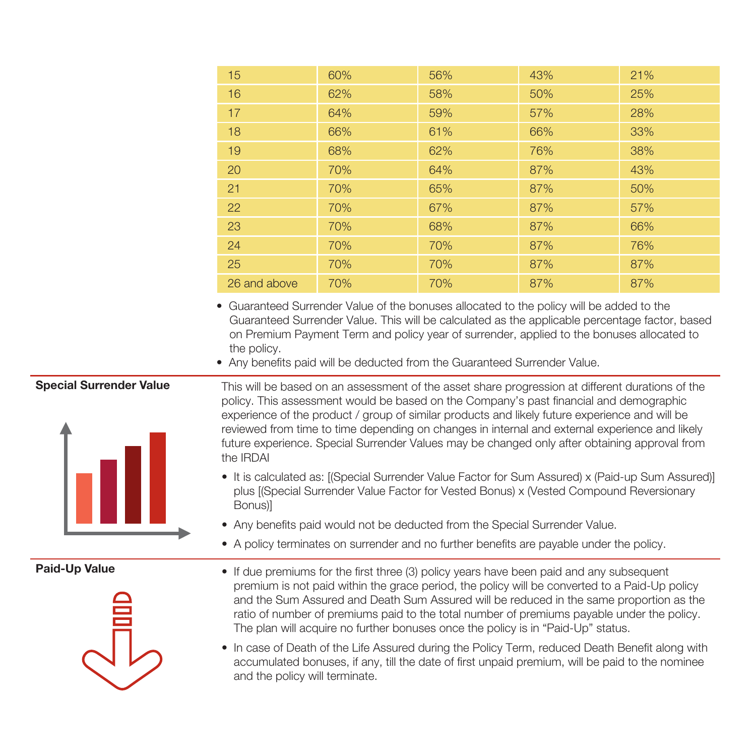| | | | | |
|---|---|---|---|---|
| 15 | 60% | 56% | 43% | 21% |
| 16 | 62% | 58% | 50% | 25% |
| 17 | 64% | 59% | 57% | 28% |
| 18 | 66% | 61% | 66% | 33% |
| 19 | 68% | 62% | 76% | 38% |
| 20 | 70% | 64% | 87% | 43% |
| 21 | 70% | 65% | 87% | 50% |
| 22 | 70% | 67% | 87% | 57% |
| 23 | 70% | 68% | 87% | 66% |
| 24 | 70% | 70% | 87% | 76% |
| 25 | 70% | 70% | 87% | 87% |
| 26 and above | 70% | 70% | 87% | 87% |

- Guaranteed Surrender Value of the bonuses allocated to the policy will be added to the Guaranteed Surrender Value. This will be calculated as the applicable percentage factor, based on Premium Payment Term and policy year of surrender, applied to the bonuses allocated to the policy.
- Any benefits paid will be deducted from the Guaranteed Surrender Value.

**Special Surrender Value**

This will be based on an assessment of the asset share progression at different durations of the policy. This assessment would be based on the Company's past financial and demographic experience of the product / group of similar products and likely future experience and will be reviewed from time to time depending on changes in internal and external experience and likely future experience. Special Surrender Values may be changed only after obtaining approval from the IRDAI

- It is calculated as: [(Special Surrender Value Factor for Sum Assured) x (Paid-up Sum Assured)] plus [(Special Surrender Value Factor for Vested Bonus) x (Vested Compound Reversionary Bonus)]
- Any benefits paid would not be deducted from the Special Surrender Value.
- A policy terminates on surrender and no further benefits are payable under the policy.

**Paid-Up Value**

- If due premiums for the first three (3) policy years have been paid and any subsequent premium is not paid within the grace period, the policy will be converted to a Paid-Up policy and the Sum Assured and Death Sum Assured will be reduced in the same proportion as the ratio of number of premiums paid to the total number of premiums payable under the policy. The plan will acquire no further bonuses once the policy is in "Paid-Up" status.
- In case of Death of the Life Assured during the Policy Term, reduced Death Benefit along with accumulated bonuses, if any, till the date of first unpaid premium, will be paid to the nominee and the policy will terminate.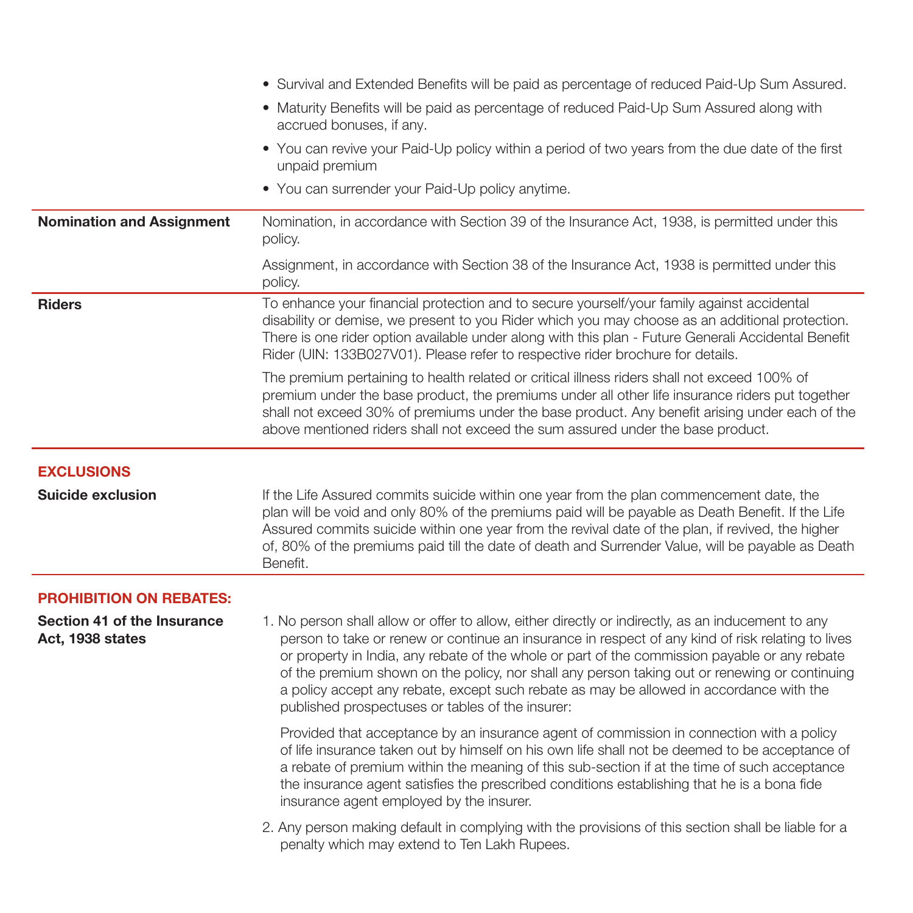- Survival and Extended Benefits will be paid as percentage of reduced Paid-Up Sum Assured.
- Maturity Benefits will be paid as percentage of reduced Paid-Up Sum Assured along with accrued bonuses, if any.
- You can revive your Paid-Up policy within a period of two years from the due date of the first unpaid premium
- You can surrender your Paid-Up policy anytime.

**Nomination and Assignment**

Nomination, in accordance with Section 39 of the Insurance Act, 1938, is permitted under this policy.

Assignment, in accordance with Section 38 of the Insurance Act, 1938 is permitted under this policy.

**Riders**

To enhance your financial protection and to secure yourself/your family against accidental disability or demise, we present to you Rider which you may choose as an additional protection. There is one rider option available under along with this plan - Future Generali Accidental Benefit Rider (UIN: 133B027V01). Please refer to respective rider brochure for details.

The premium pertaining to health related or critical illness riders shall not exceed 100% of premium under the base product, the premiums under all other life insurance riders put together shall not exceed 30% of premiums under the base product. Any benefit arising under each of the above mentioned riders shall not exceed the sum assured under the base product.

## EXCLUSIONS

**Suicide exclusion**

If the Life Assured commits suicide within one year from the plan commencement date, the plan will be void and only 80% of the premiums paid will be payable as Death Benefit. If the Life Assured commits suicide within one year from the revival date of the plan, if revived, the higher of, 80% of the premiums paid till the date of death and Surrender Value, will be payable as Death Benefit.

## PROHIBITION ON REBATES:

**Section 41 of the Insurance Act, 1938 states**

1. No person shall allow or offer to allow, either directly or indirectly, as an inducement to any person to take or renew or continue an insurance in respect of any kind of risk relating to lives or property in India, any rebate of the whole or part of the commission payable or any rebate of the premium shown on the policy, nor shall any person taking out or renewing or continuing a policy accept any rebate, except such rebate as may be allowed in accordance with the published prospectuses or tables of the insurer:

   Provided that acceptance by an insurance agent of commission in connection with a policy of life insurance taken out by himself on his own life shall not be deemed to be acceptance of a rebate of premium within the meaning of this sub-section if at the time of such acceptance the insurance agent satisfies the prescribed conditions establishing that he is a bona fide insurance agent employed by the insurer.

2. Any person making default in complying with the provisions of this section shall be liable for a penalty which may extend to Ten Lakh Rupees.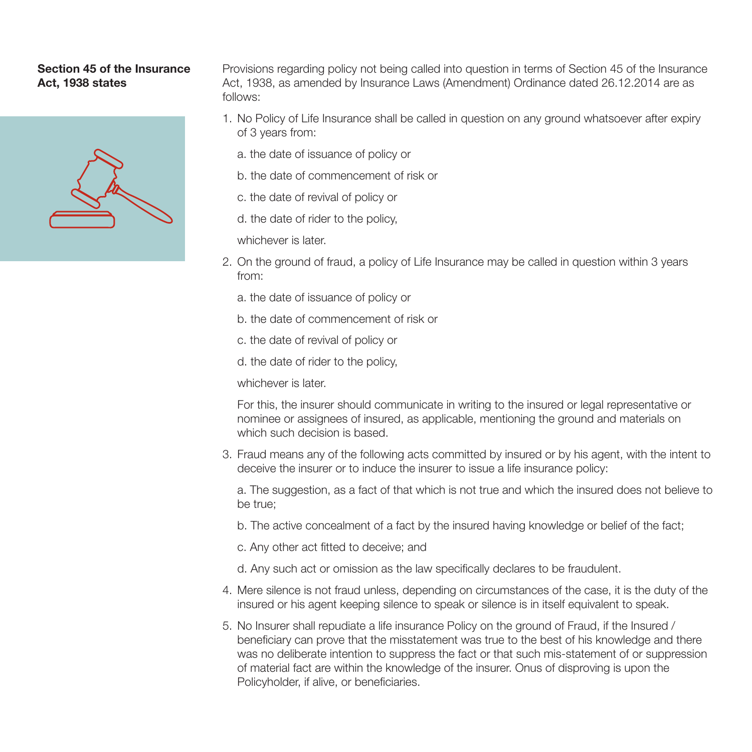## Section 45 of the Insurance Act, 1938 states

Provisions regarding policy not being called into question in terms of Section 45 of the Insurance Act, 1938, as amended by Insurance Laws (Amendment) Ordinance dated 26.12.2014 are as follows:

1. No Policy of Life Insurance shall be called in question on any ground whatsoever after expiry of 3 years from:

   a. the date of issuance of policy or

   b. the date of commencement of risk or

   c. the date of revival of policy or

   d. the date of rider to the policy,

   whichever is later.

2. On the ground of fraud, a policy of Life Insurance may be called in question within 3 years from:

   a. the date of issuance of policy or

   b. the date of commencement of risk or

   c. the date of revival of policy or

   d. the date of rider to the policy,

   whichever is later.

   For this, the insurer should communicate in writing to the insured or legal representative or nominee or assignees of insured, as applicable, mentioning the ground and materials on which such decision is based.

3. Fraud means any of the following acts committed by insured or by his agent, with the intent to deceive the insurer or to induce the insurer to issue a life insurance policy:

   a. The suggestion, as a fact of that which is not true and which the insured does not believe to be true;

   b. The active concealment of a fact by the insured having knowledge or belief of the fact;

   c. Any other act fitted to deceive; and

   d. Any such act or omission as the law specifically declares to be fraudulent.

4. Mere silence is not fraud unless, depending on circumstances of the case, it is the duty of the insured or his agent keeping silence to speak or silence is in itself equivalent to speak.

5. No Insurer shall repudiate a life insurance Policy on the ground of Fraud, if the Insured / beneficiary can prove that the misstatement was true to the best of his knowledge and there was no deliberate intention to suppress the fact or that such mis-statement of or suppression of material fact are within the knowledge of the insurer. Onus of disproving is upon the Policyholder, if alive, or beneficiaries.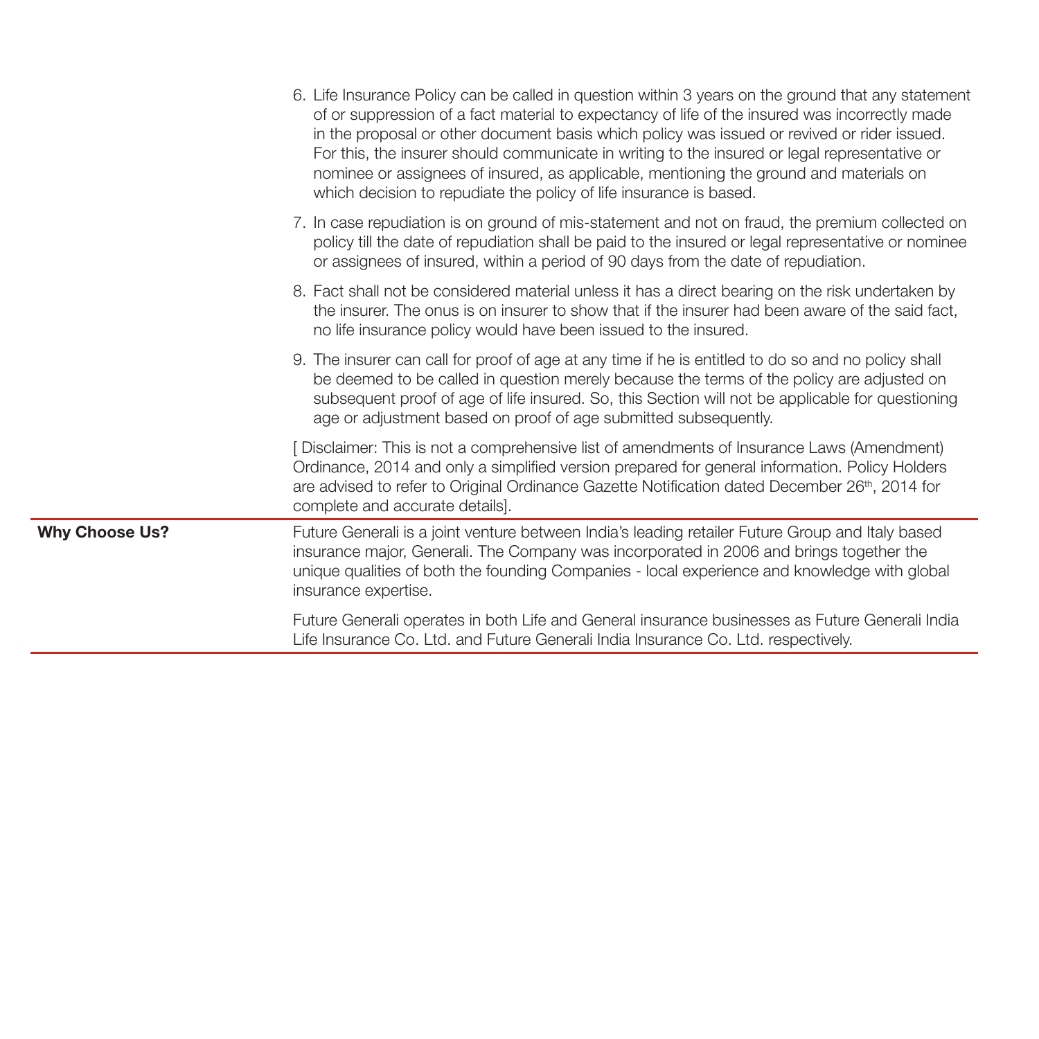6. Life Insurance Policy can be called in question within 3 years on the ground that any statement of or suppression of a fact material to expectancy of life of the insured was incorrectly made in the proposal or other document basis which policy was issued or revived or rider issued. For this, the insurer should communicate in writing to the insured or legal representative or nominee or assignees of insured, as applicable, mentioning the ground and materials on which decision to repudiate the policy of life insurance is based.

7. In case repudiation is on ground of mis-statement and not on fraud, the premium collected on policy till the date of repudiation shall be paid to the insured or legal representative or nominee or assignees of insured, within a period of 90 days from the date of repudiation.

8. Fact shall not be considered material unless it has a direct bearing on the risk undertaken by the insurer. The onus is on insurer to show that if the insurer had been aware of the said fact, no life insurance policy would have been issued to the insured.

9. The insurer can call for proof of age at any time if he is entitled to do so and no policy shall be deemed to be called in question merely because the terms of the policy are adjusted on subsequent proof of age of life insured. So, this Section will not be applicable for questioning age or adjustment based on proof of age submitted subsequently.

[ Disclaimer: This is not a comprehensive list of amendments of Insurance Laws (Amendment) Ordinance, 2014 and only a simplified version prepared for general information. Policy Holders are advised to refer to Original Ordinance Gazette Notification dated December 26th, 2014 for complete and accurate details].

**Why Choose Us?**

Future Generali is a joint venture between India's leading retailer Future Group and Italy based insurance major, Generali. The Company was incorporated in 2006 and brings together the unique qualities of both the founding Companies - local experience and knowledge with global insurance expertise.

Future Generali operates in both Life and General insurance businesses as Future Generali India Life Insurance Co. Ltd. and Future Generali India Insurance Co. Ltd. respectively.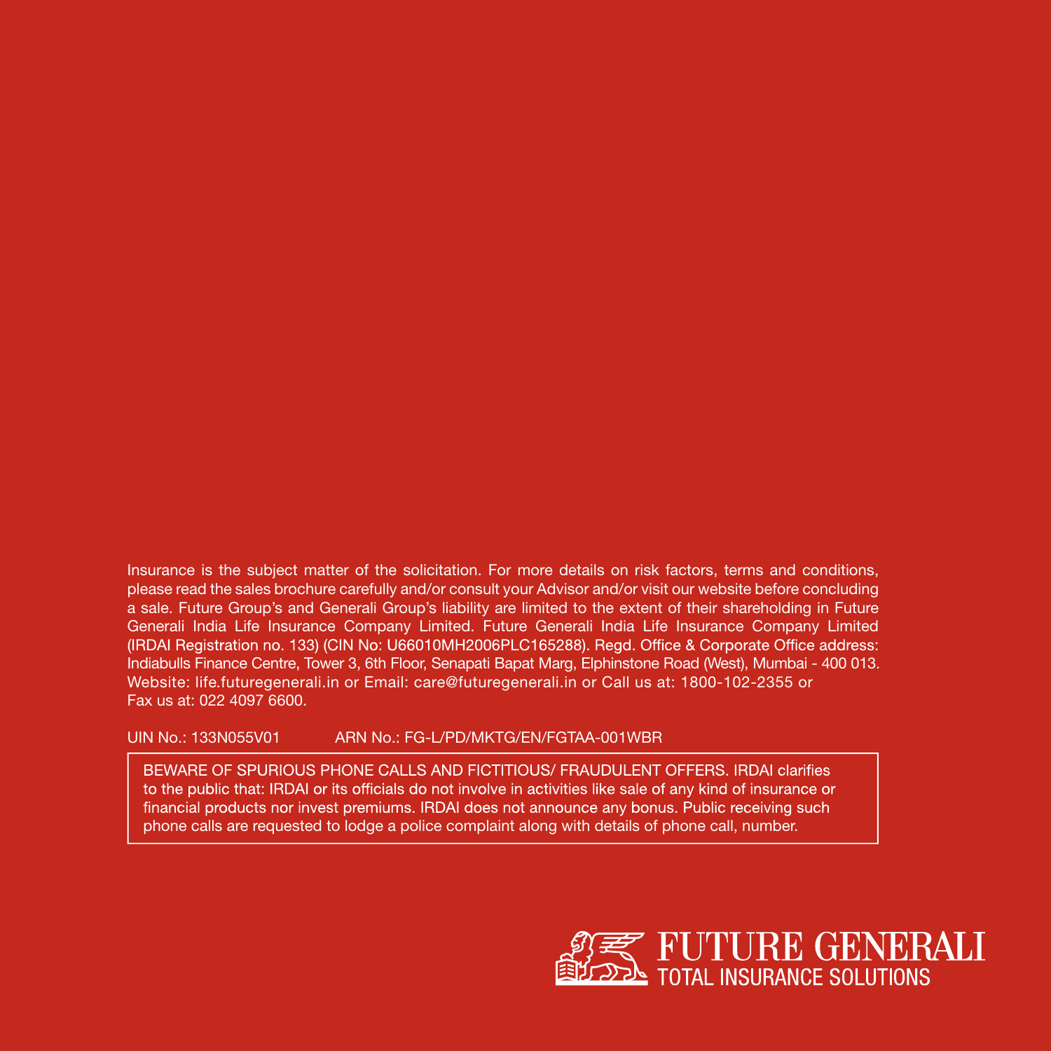Insurance is the subject matter of the solicitation. For more details on risk factors, terms and conditions, please read the sales brochure carefully and/or consult your Advisor and/or visit our website before concluding a sale. Future Group's and Generali Group's liability are limited to the extent of their shareholding in Future Generali India Life Insurance Company Limited. Future Generali India Life Insurance Company Limited (IRDAI Registration no. 133) (CIN No: U66010MH2006PLC165288). Regd. Office & Corporate Office address: Indiabulls Finance Centre, Tower 3, 6th Floor, Senapati Bapat Marg, Elphinstone Road (West), Mumbai - 400 013. Website: life.futuregenerali.in or Email: care@futuregenerali.in or Call us at: 1800-102-2355 or Fax us at: 022 4097 6600.

UIN No.: 133N055V01 ARN No.: FG-L/PD/MKTG/EN/FGTAA-001WBR

BEWARE OF SPURIOUS PHONE CALLS AND FICTITIOUS/ FRAUDULENT OFFERS. IRDAI clarifies to the public that: IRDAI or its officials do not involve in activities like sale of any kind of insurance or financial products nor invest premiums. IRDAI does not announce any bonus. Public receiving such phone calls are requested to lodge a police complaint along with details of phone call, number.

FUTURE GENERALI
TOTAL INSURANCE SOLUTIONS